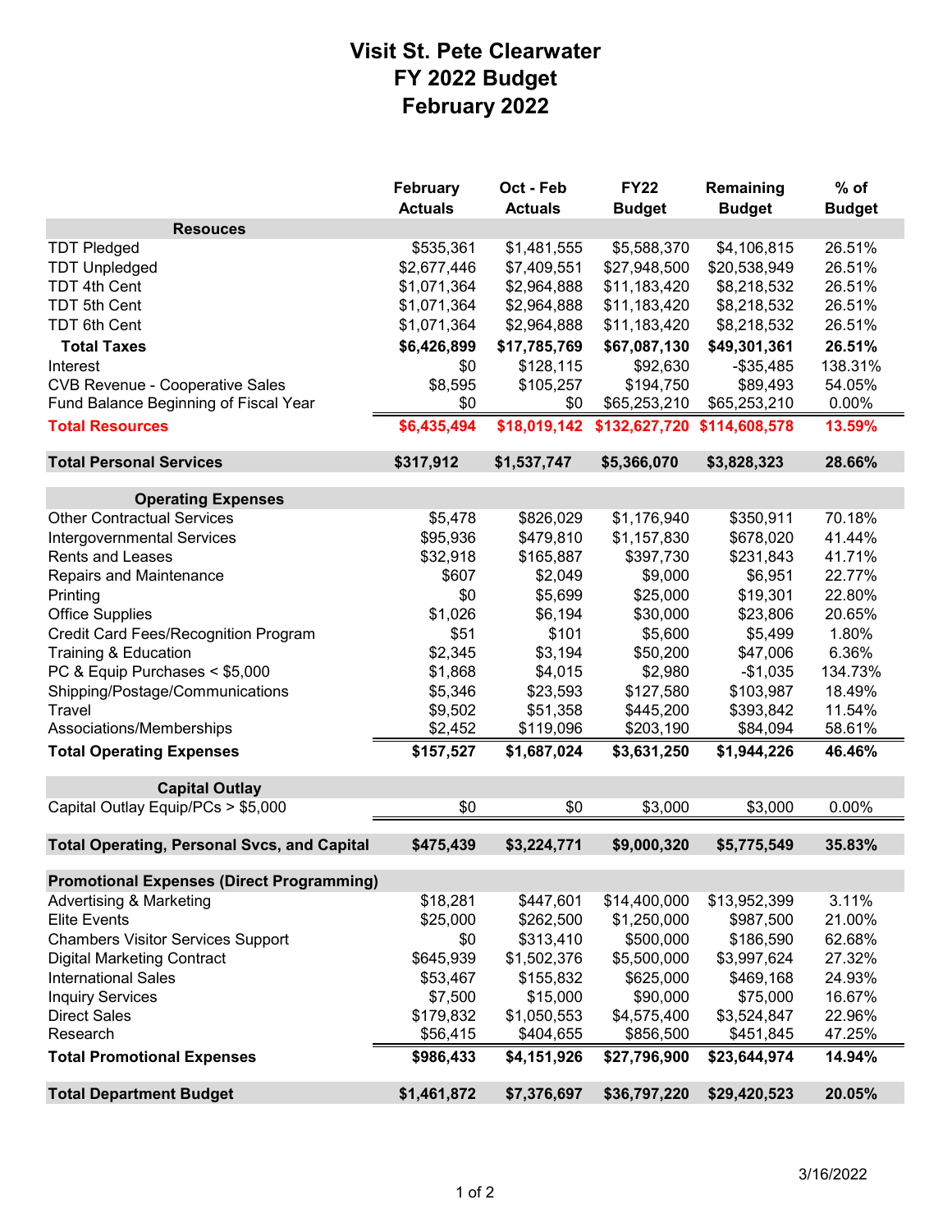# Visit St. Pete Clearwater
# FY 2022 Budget
# February 2022

| | February Actuals | Oct - Feb Actuals | FY22 Budget | Remaining Budget | % of Budget |
|---|---|---|---|---|---|
| **Resouces** | | | | | |
| TDT Pledged | $535,361 | $1,481,555 | $5,588,370 | $4,106,815 | 26.51% |
| TDT Unpledged | $2,677,446 | $7,409,551 | $27,948,500 | $20,538,949 | 26.51% |
| TDT 4th Cent | $1,071,364 | $2,964,888 | $11,183,420 | $8,218,532 | 26.51% |
| TDT 5th Cent | $1,071,364 | $2,964,888 | $11,183,420 | $8,218,532 | 26.51% |
| TDT 6th Cent | $1,071,364 | $2,964,888 | $11,183,420 | $8,218,532 | 26.51% |
| **Total Taxes** | **$6,426,899** | **$17,785,769** | **$67,087,130** | **$49,301,361** | **26.51%** |
| Interest | $0 | $128,115 | $92,630 | -$35,485 | 138.31% |
| CVB Revenue - Cooperative Sales | $8,595 | $105,257 | $194,750 | $89,493 | 54.05% |
| Fund Balance Beginning of Fiscal Year | $0 | $0 | $65,253,210 | $65,253,210 | 0.00% |
| **Total Resources** | **$6,435,494** | **$18,019,142** | **$132,627,720** | **$114,608,578** | **13.59%** |
| **Total Personal Services** | **$317,912** | **$1,537,747** | **$5,366,070** | **$3,828,323** | **28.66%** |
| **Operating Expenses** | | | | | |
| Other Contractual Services | $5,478 | $826,029 | $1,176,940 | $350,911 | 70.18% |
| Intergovernmental Services | $95,936 | $479,810 | $1,157,830 | $678,020 | 41.44% |
| Rents and Leases | $32,918 | $165,887 | $397,730 | $231,843 | 41.71% |
| Repairs and Maintenance | $607 | $2,049 | $9,000 | $6,951 | 22.77% |
| Printing | $0 | $5,699 | $25,000 | $19,301 | 22.80% |
| Office Supplies | $1,026 | $6,194 | $30,000 | $23,806 | 20.65% |
| Credit Card Fees/Recognition Program | $51 | $101 | $5,600 | $5,499 | 1.80% |
| Training & Education | $2,345 | $3,194 | $50,200 | $47,006 | 6.36% |
| PC & Equip Purchases < $5,000 | $1,868 | $4,015 | $2,980 | -$1,035 | 134.73% |
| Shipping/Postage/Communications | $5,346 | $23,593 | $127,580 | $103,987 | 18.49% |
| Travel | $9,502 | $51,358 | $445,200 | $393,842 | 11.54% |
| Associations/Memberships | $2,452 | $119,096 | $203,190 | $84,094 | 58.61% |
| **Total Operating Expenses** | **$157,527** | **$1,687,024** | **$3,631,250** | **$1,944,226** | **46.46%** |
| **Capital Outlay** | | | | | |
| Capital Outlay Equip/PCs > $5,000 | $0 | $0 | $3,000 | $3,000 | 0.00% |
| **Total Operating, Personal Svcs, and Capital** | **$475,439** | **$3,224,771** | **$9,000,320** | **$5,775,549** | **35.83%** |
| **Promotional Expenses (Direct Programming)** | | | | | |
| Advertising & Marketing | $18,281 | $447,601 | $14,400,000 | $13,952,399 | 3.11% |
| Elite Events | $25,000 | $262,500 | $1,250,000 | $987,500 | 21.00% |
| Chambers Visitor Services Support | $0 | $313,410 | $500,000 | $186,590 | 62.68% |
| Digital Marketing Contract | $645,939 | $1,502,376 | $5,500,000 | $3,997,624 | 27.32% |
| International Sales | $53,467 | $155,832 | $625,000 | $469,168 | 24.93% |
| Inquiry Services | $7,500 | $15,000 | $90,000 | $75,000 | 16.67% |
| Direct Sales | $179,832 | $1,050,553 | $4,575,400 | $3,524,847 | 22.96% |
| Research | $56,415 | $404,655 | $856,500 | $451,845 | 47.25% |
| **Total Promotional Expenses** | **$986,433** | **$4,151,926** | **$27,796,900** | **$23,644,974** | **14.94%** |
| **Total Department Budget** | **$1,461,872** | **$7,376,697** | **$36,797,220** | **$29,420,523** | **20.05%** |

3/16/2022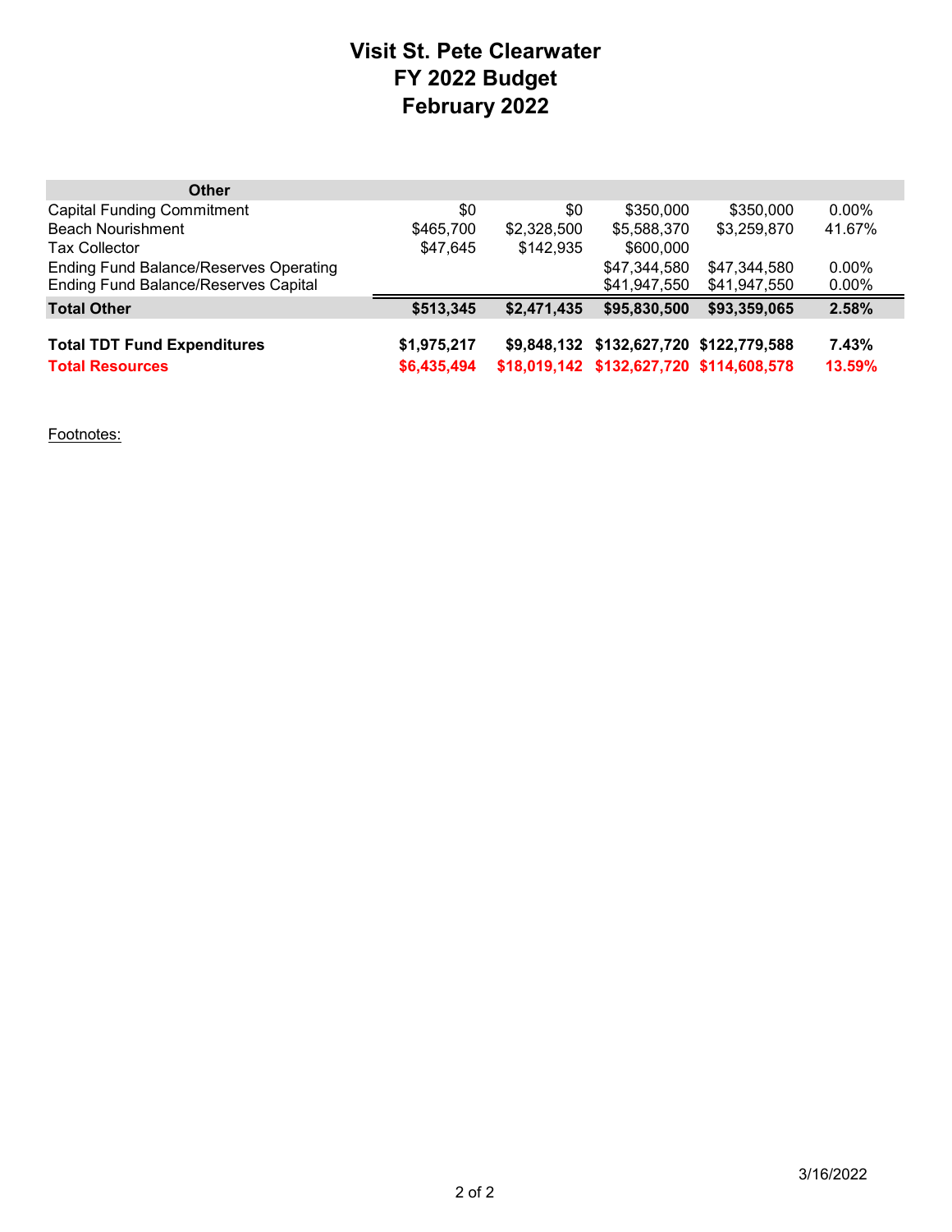# Visit St. Pete Clearwater
# FY 2022 Budget
# February 2022

| Other | | | | | |
|---|---|---|---|---|---|
| Capital Funding Commitment | $0 | $0 | $350,000 | $350,000 | 0.00% |
| Beach Nourishment | $465,700 | $2,328,500 | $5,588,370 | $3,259,870 | 41.67% |
| Tax Collector | $47,645 | $142,935 | $600,000 | | |
| Ending Fund Balance/Reserves Operating | | | $47,344,580 | $47,344,580 | 0.00% |
| Ending Fund Balance/Reserves Capital | | | $41,947,550 | $41,947,550 | 0.00% |
| **Total Other** | **$513,345** | **$2,471,435** | **$95,830,500** | **$93,359,065** | **2.58%** |
| | | | | | |
| **Total TDT Fund Expenditures** | **$1,975,217** | **$9,848,132** | **$132,627,720** | **$122,779,588** | **7.43%** |
| **Total Resources** | **$6,435,494** | **$18,019,142** | **$132,627,720** | **$114,608,578** | **13.59%** |

Footnotes:

3/16/2022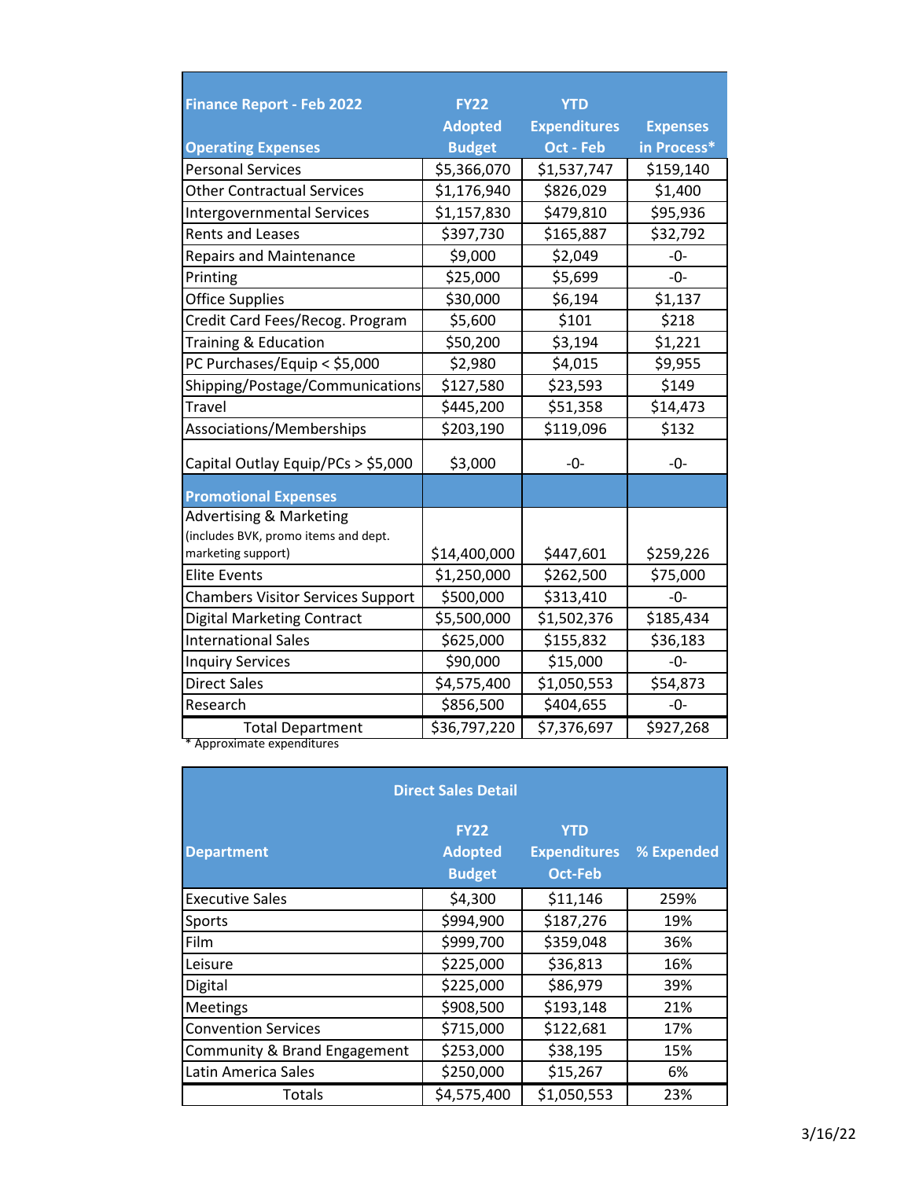| Finance Report - Feb 2022<br>Operating Expenses | FY22 Adopted Budget | YTD Expenditures Oct - Feb | Expenses in Process* |
|---|---|---|---|
| Personal Services | $5,366,070 | $1,537,747 | $159,140 |
| Other Contractual Services | $1,176,940 | $826,029 | $1,400 |
| Intergovernmental Services | $1,157,830 | $479,810 | $95,936 |
| Rents and Leases | $397,730 | $165,887 | $32,792 |
| Repairs and Maintenance | $9,000 | $2,049 | -0- |
| Printing | $25,000 | $5,699 | -0- |
| Office Supplies | $30,000 | $6,194 | $1,137 |
| Credit Card Fees/Recog. Program | $5,600 | $101 | $218 |
| Training & Education | $50,200 | $3,194 | $1,221 |
| PC Purchases/Equip < $5,000 | $2,980 | $4,015 | $9,955 |
| Shipping/Postage/Communications | $127,580 | $23,593 | $149 |
| Travel | $445,200 | $51,358 | $14,473 |
| Associations/Memberships | $203,190 | $119,096 | $132 |
| Capital Outlay Equip/PCs > $5,000 | $3,000 | -0- | -0- |
| **Promotional Expenses** | | | |
| Advertising & Marketing (includes BVK, promo items and dept. marketing support) | $14,400,000 | $447,601 | $259,226 |
| Elite Events | $1,250,000 | $262,500 | $75,000 |
| Chambers Visitor Services Support | $500,000 | $313,410 | -0- |
| Digital Marketing Contract | $5,500,000 | $1,502,376 | $185,434 |
| International Sales | $625,000 | $155,832 | $36,183 |
| Inquiry Services | $90,000 | $15,000 | -0- |
| Direct Sales | $4,575,400 | $1,050,553 | $54,873 |
| Research | $856,500 | $404,655 | -0- |
| Total Department | $36,797,220 | $7,376,697 | $927,268 |

* Approximate expenditures

**Direct Sales Detail**

| Department | FY22 Adopted Budget | YTD Expenditures Oct-Feb | % Expended |
|---|---|---|---|
| Executive Sales | $4,300 | $11,146 | 259% |
| Sports | $994,900 | $187,276 | 19% |
| Film | $999,700 | $359,048 | 36% |
| Leisure | $225,000 | $36,813 | 16% |
| Digital | $225,000 | $86,979 | 39% |
| Meetings | $908,500 | $193,148 | 21% |
| Convention Services | $715,000 | $122,681 | 17% |
| Community & Brand Engagement | $253,000 | $38,195 | 15% |
| Latin America Sales | $250,000 | $15,267 | 6% |
| Totals | $4,575,400 | $1,050,553 | 23% |

3/16/22